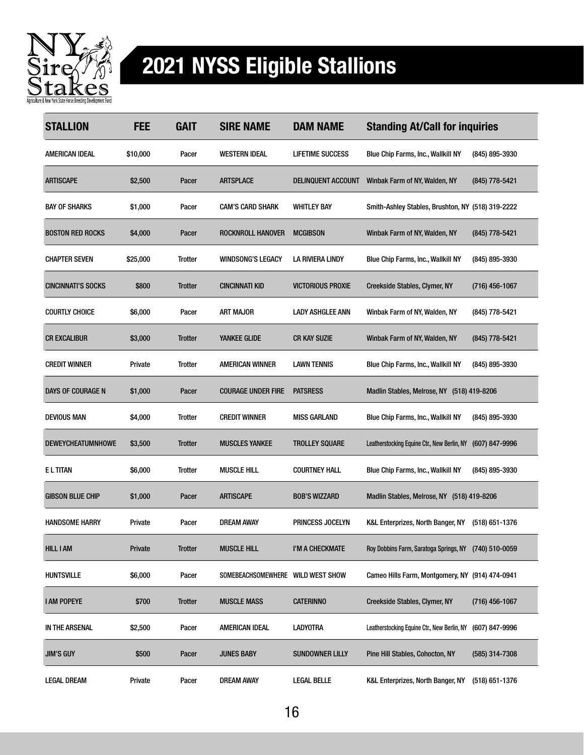# 2021 NYSS Eligible Stallions

| STALLION | FEE | GAIT | SIRE NAME | DAM NAME | Standing At/Call for inquiries | |
|---|---|---|---|---|---|---|
| AMERICAN IDEAL | $10,000 | Pacer | WESTERN IDEAL | LIFETIME SUCCESS | Blue Chip Farms, Inc., Wallkill NY | (845) 895-3930 |
| ARTISCAPE | $2,500 | Pacer | ARTSPLACE | DELINQUENT ACCOUNT | Winbak Farm of NY, Walden, NY | (845) 778-5421 |
| BAY OF SHARKS | $1,000 | Pacer | CAM'S CARD SHARK | WHITLEY BAY | Smith-Ashley Stables, Brushton, NY | (518) 319-2222 |
| BOSTON RED ROCKS | $4,000 | Pacer | ROCKNROLL HANOVER | MCGIBSON | Winbak Farm of NY, Walden, NY | (845) 778-5421 |
| CHAPTER SEVEN | $25,000 | Trotter | WINDSONG'S LEGACY | LA RIVIERA LINDY | Blue Chip Farms, Inc., Wallkill NY | (845) 895-3930 |
| CINCINNATI'S SOCKS | $800 | Trotter | CINCINNATI KID | VICTORIOUS PROXIE | Creekside Stables, Clymer, NY | (716) 456-1067 |
| COURTLY CHOICE | $6,000 | Pacer | ART MAJOR | LADY ASHGLEE ANN | Winbak Farm of NY, Walden, NY | (845) 778-5421 |
| CR EXCALIBUR | $3,000 | Trotter | YANKEE GLIDE | CR KAY SUZIE | Winbak Farm of NY, Walden, NY | (845) 778-5421 |
| CREDIT WINNER | Private | Trotter | AMERICAN WINNER | LAWN TENNIS | Blue Chip Farms, Inc., Wallkill NY | (845) 895-3930 |
| DAYS OF COURAGE N | $1,000 | Pacer | COURAGE UNDER FIRE | PATSRESS | Madlin Stables, Melrose, NY | (518) 419-8206 |
| DEVIOUS MAN | $4,000 | Trotter | CREDIT WINNER | MISS GARLAND | Blue Chip Farms, Inc., Wallkill NY | (845) 895-3930 |
| DEWEYCHEATUMNHOWE | $3,500 | Trotter | MUSCLES YANKEE | TROLLEY SQUARE | Leatherstocking Equine Ctr., New Berlin, NY | (607) 847-9996 |
| E L TITAN | $6,000 | Trotter | MUSCLE HILL | COURTNEY HALL | Blue Chip Farms, Inc., Wallkill NY | (845) 895-3930 |
| GIBSON BLUE CHIP | $1,000 | Pacer | ARTISCAPE | BOB'S WIZZARD | Madlin Stables, Melrose, NY | (518) 419-8206 |
| HANDSOME HARRY | Private | Pacer | DREAM AWAY | PRINCESS JOCELYN | K&L Enterprizes, North Banger, NY | (518) 651-1376 |
| HILL I AM | Private | Trotter | MUSCLE HILL | I'M A CHECKMATE | Roy Dobbins Farm, Saratoga Springs, NY | (740) 510-0059 |
| HUNTSVILLE | $6,000 | Pacer | SOMEBEACHSOMEWHERE | WILD WEST SHOW | Cameo Hills Farm, Montgomery, NY | (914) 474-0941 |
| I AM POPEYE | $700 | Trotter | MUSCLE MASS | CATERINNO | Creekside Stables, Clymer, NY | (716) 456-1067 |
| IN THE ARSENAL | $2,500 | Pacer | AMERICAN IDEAL | LADYOTRA | Leatherstocking Equine Ctr., New Berlin, NY | (607) 847-9996 |
| JIM'S GUY | $500 | Pacer | JUNES BABY | SUNDOWNER LILLY | Pine Hill Stables, Cohocton, NY | (585) 314-7308 |
| LEGAL DREAM | Private | Pacer | DREAM AWAY | LEGAL BELLE | K&L Enterprizes, North Banger, NY | (518) 651-1376 |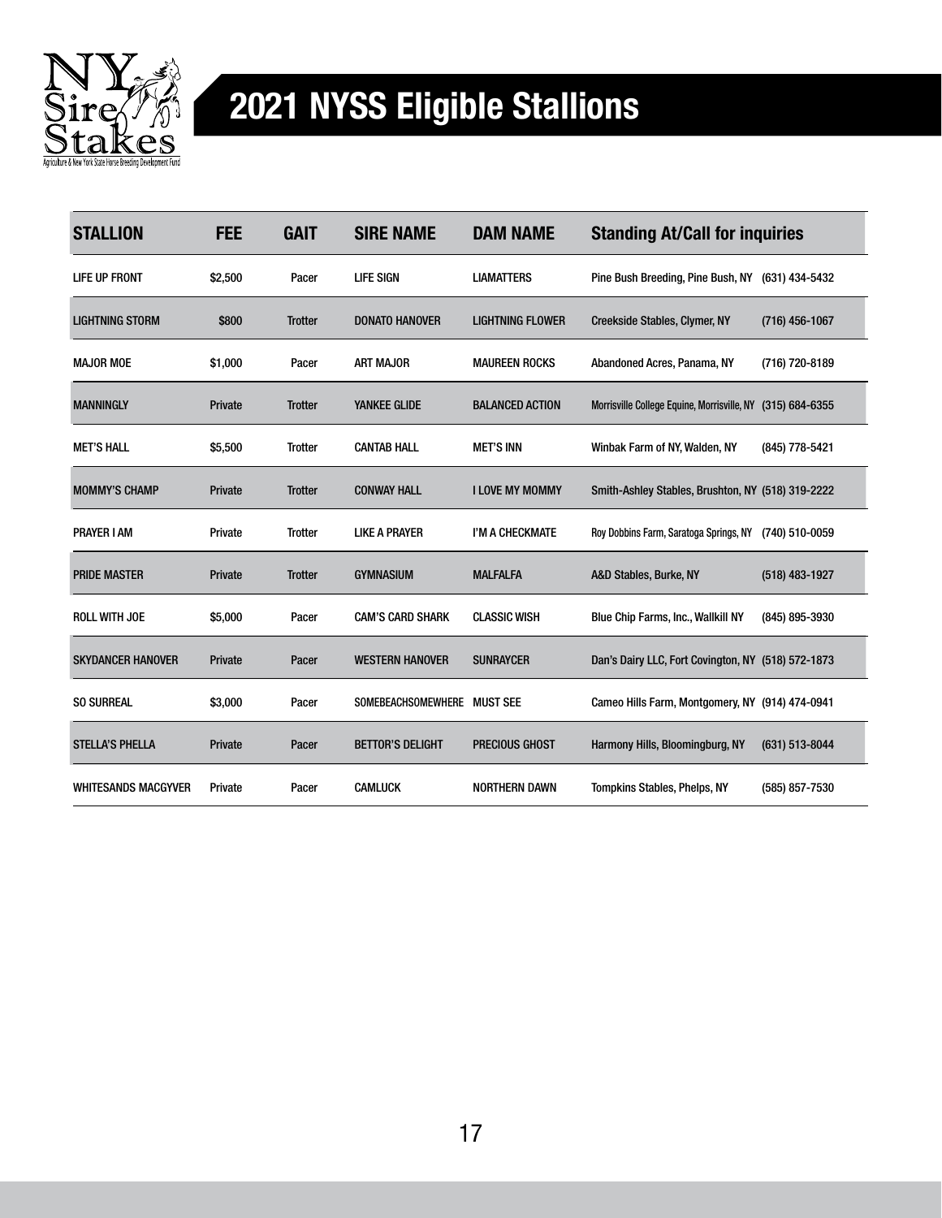# 2021 NYSS Eligible Stallions

| STALLION | FEE | GAIT | SIRE NAME | DAM NAME | Standing At/Call for inquiries | |
|---|---|---|---|---|---|---|
| LIFE UP FRONT | $2,500 | Pacer | LIFE SIGN | LIAMATTERS | Pine Bush Breeding, Pine Bush, NY | (631) 434-5432 |
| LIGHTNING STORM | $800 | Trotter | DONATO HANOVER | LIGHTNING FLOWER | Creekside Stables, Clymer, NY | (716) 456-1067 |
| MAJOR MOE | $1,000 | Pacer | ART MAJOR | MAUREEN ROCKS | Abandoned Acres, Panama, NY | (716) 720-8189 |
| MANNINGLY | Private | Trotter | YANKEE GLIDE | BALANCED ACTION | Morrisville College Equine, Morrisville, NY | (315) 684-6355 |
| MET'S HALL | $5,500 | Trotter | CANTAB HALL | MET'S INN | Winbak Farm of NY, Walden, NY | (845) 778-5421 |
| MOMMY'S CHAMP | Private | Trotter | CONWAY HALL | I LOVE MY MOMMY | Smith-Ashley Stables, Brushton, NY | (518) 319-2222 |
| PRAYER I AM | Private | Trotter | LIKE A PRAYER | I'M A CHECKMATE | Roy Dobbins Farm, Saratoga Springs, NY | (740) 510-0059 |
| PRIDE MASTER | Private | Trotter | GYMNASIUM | MALFALFA | A&D Stables, Burke, NY | (518) 483-1927 |
| ROLL WITH JOE | $5,000 | Pacer | CAM'S CARD SHARK | CLASSIC WISH | Blue Chip Farms, Inc., Wallkill NY | (845) 895-3930 |
| SKYDANCER HANOVER | Private | Pacer | WESTERN HANOVER | SUNRAYCER | Dan's Dairy LLC, Fort Covington, NY | (518) 572-1873 |
| SO SURREAL | $3,000 | Pacer | SOMEBEACHSOMEWHERE | MUST SEE | Cameo Hills Farm, Montgomery, NY | (914) 474-0941 |
| STELLA'S PHELLA | Private | Pacer | BETTOR'S DELIGHT | PRECIOUS GHOST | Harmony Hills, Bloomingburg, NY | (631) 513-8044 |
| WHITESANDS MACGYVER | Private | Pacer | CAMLUCK | NORTHERN DAWN | Tompkins Stables, Phelps, NY | (585) 857-7530 |